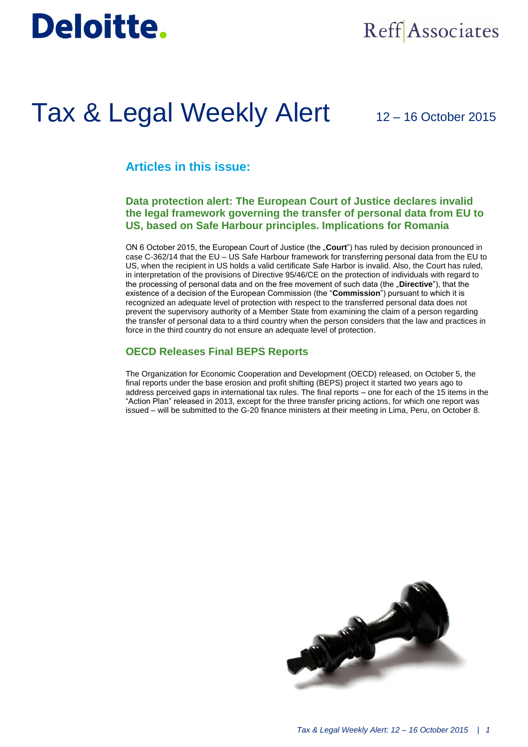Deloitte.

Reff Associates

# Tax & Legal Weekly Alert

12 – 16 October 2015

## Articles in this issue:

### Data protection alert: The European Court of Justice declares invalid the legal framework governing the transfer of personal data from EU to US, based on Safe Harbour principles. Implications for Romania

ON 6 October 2015, the European Court of Justice (the „**Court**") has ruled by decision pronounced in case C-362/14 that the EU – US Safe Harbour framework for transferring personal data from the EU to US, when the recipient in US holds a valid certificate Safe Harbor is invalid. Also, the Court has ruled, in interpretation of the provisions of Directive 95/46/CE on the protection of individuals with regard to the processing of personal data and on the free movement of such data (the „**Directive**"), that the existence of a decision of the European Commission (the "**Commission**") pursuant to which it is recognized an adequate level of protection with respect to the transferred personal data does not prevent the supervisory authority of a Member State from examining the claim of a person regarding the transfer of personal data to a third country when the person considers that the law and practices in force in the third country do not ensure an adequate level of protection.

### OECD Releases Final BEPS Reports

The Organization for Economic Cooperation and Development (OECD) released, on October 5, the final reports under the base erosion and profit shifting (BEPS) project it started two years ago to address perceived gaps in international tax rules. The final reports – one for each of the 15 items in the "Action Plan" released in 2013, except for the three transfer pricing actions, for which one report was issued – will be submitted to the G-20 finance ministers at their meeting in Lima, Peru, on October 8.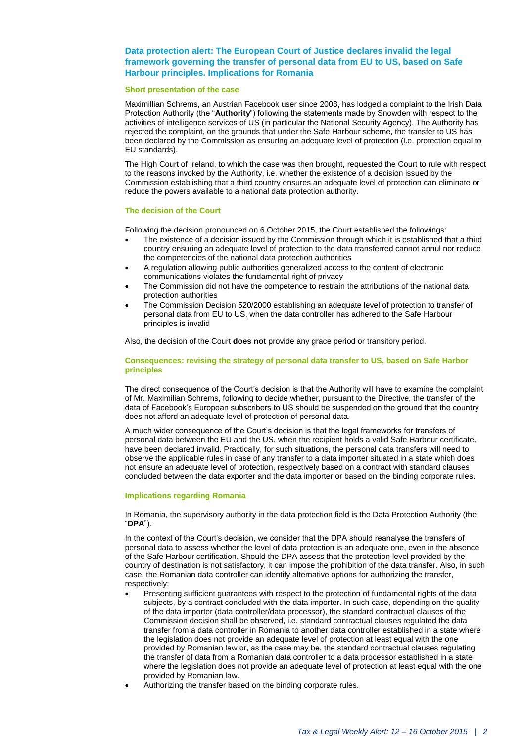## Data protection alert: The European Court of Justice declares invalid the legal framework governing the transfer of personal data from EU to US, based on Safe Harbour principles. Implications for Romania

### Short presentation of the case

Maximillian Schrems, an Austrian Facebook user since 2008, has lodged a complaint to the Irish Data Protection Authority (the "**Authority**") following the statements made by Snowden with respect to the activities of intelligence services of US (in particular the National Security Agency). The Authority has rejected the complaint, on the grounds that under the Safe Harbour scheme, the transfer to US has been declared by the Commission as ensuring an adequate level of protection (i.e. protection equal to EU standards).

The High Court of Ireland, to which the case was then brought, requested the Court to rule with respect to the reasons invoked by the Authority, i.e. whether the existence of a decision issued by the Commission establishing that a third country ensures an adequate level of protection can eliminate or reduce the powers available to a national data protection authority.

### The decision of the Court

Following the decision pronounced on 6 October 2015, the Court established the followings:

- The existence of a decision issued by the Commission through which it is established that a third country ensuring an adequate level of protection to the data transferred cannot annul nor reduce the competencies of the national data protection authorities
- A regulation allowing public authorities generalized access to the content of electronic communications violates the fundamental right of privacy
- The Commission did not have the competence to restrain the attributions of the national data protection authorities
- The Commission Decision 520/2000 establishing an adequate level of protection to transfer of personal data from EU to US, when the data controller has adhered to the Safe Harbour principles is invalid

Also, the decision of the Court **does not** provide any grace period or transitory period.

### Consequences: revising the strategy of personal data transfer to US, based on Safe Harbor principles

The direct consequence of the Court's decision is that the Authority will have to examine the complaint of Mr. Maximilian Schrems, following to decide whether, pursuant to the Directive, the transfer of the data of Facebook's European subscribers to US should be suspended on the ground that the country does not afford an adequate level of protection of personal data.

A much wider consequence of the Court's decision is that the legal frameworks for transfers of personal data between the EU and the US, when the recipient holds a valid Safe Harbour certificate, have been declared invalid. Practically, for such situations, the personal data transfers will need to observe the applicable rules in case of any transfer to a data importer situated in a state which does not ensure an adequate level of protection, respectively based on a contract with standard clauses concluded between the data exporter and the data importer or based on the binding corporate rules.

### Implications regarding Romania

In Romania, the supervisory authority in the data protection field is the Data Protection Authority (the "**DPA**").

In the context of the Court's decision, we consider that the DPA should reanalyse the transfers of personal data to assess whether the level of data protection is an adequate one, even in the absence of the Safe Harbour certification. Should the DPA assess that the protection level provided by the country of destination is not satisfactory, it can impose the prohibition of the data transfer. Also, in such case, the Romanian data controller can identify alternative options for authorizing the transfer, respectively:

- Presenting sufficient guarantees with respect to the protection of fundamental rights of the data subjects, by a contract concluded with the data importer. In such case, depending on the quality of the data importer (data controller/data processor), the standard contractual clauses of the Commission decision shall be observed, i.e. standard contractual clauses regulated the data transfer from a data controller in Romania to another data controller established in a state where the legislation does not provide an adequate level of protection at least equal with the one provided by Romanian law or, as the case may be, the standard contractual clauses regulating the transfer of data from a Romanian data controller to a data processor established in a state where the legislation does not provide an adequate level of protection at least equal with the one provided by Romanian law.
- Authorizing the transfer based on the binding corporate rules.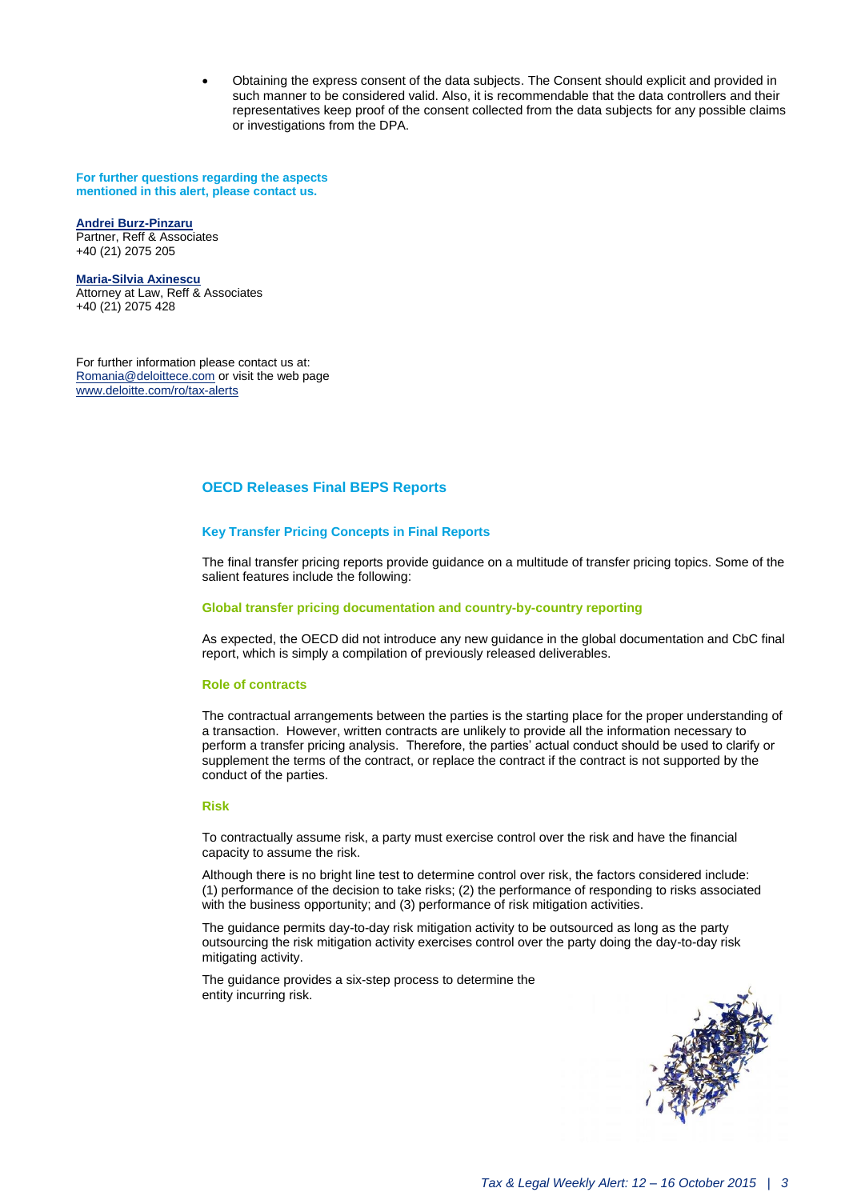- Obtaining the express consent of the data subjects. The Consent should explicit and provided in such manner to be considered valid. Also, it is recommendable that the data controllers and their representatives keep proof of the consent collected from the data subjects for any possible claims or investigations from the DPA.

**For further questions regarding the aspects mentioned in this alert, please contact us.**

**Andrei Burz-Pinzaru**
Partner, Reff & Associates
+40 (21) 2075 205

**Maria-Silvia Axinescu**
Attorney at Law, Reff & Associates
+40 (21) 2075 428

For further information please contact us at:
Romania@deloittece.com or visit the web page
www.deloitte.com/ro/tax-alerts

## OECD Releases Final BEPS Reports

### Key Transfer Pricing Concepts in Final Reports

The final transfer pricing reports provide guidance on a multitude of transfer pricing topics. Some of the salient features include the following:

#### Global transfer pricing documentation and country-by-country reporting

As expected, the OECD did not introduce any new guidance in the global documentation and CbC final report, which is simply a compilation of previously released deliverables.

#### Role of contracts

The contractual arrangements between the parties is the starting place for the proper understanding of a transaction. However, written contracts are unlikely to provide all the information necessary to perform a transfer pricing analysis. Therefore, the parties' actual conduct should be used to clarify or supplement the terms of the contract, or replace the contract if the contract is not supported by the conduct of the parties.

#### Risk

To contractually assume risk, a party must exercise control over the risk and have the financial capacity to assume the risk.

Although there is no bright line test to determine control over risk, the factors considered include: (1) performance of the decision to take risks; (2) the performance of responding to risks associated with the business opportunity; and (3) performance of risk mitigation activities.

The guidance permits day-to-day risk mitigation activity to be outsourced as long as the party outsourcing the risk mitigation activity exercises control over the party doing the day-to-day risk mitigating activity.

The guidance provides a six-step process to determine the entity incurring risk.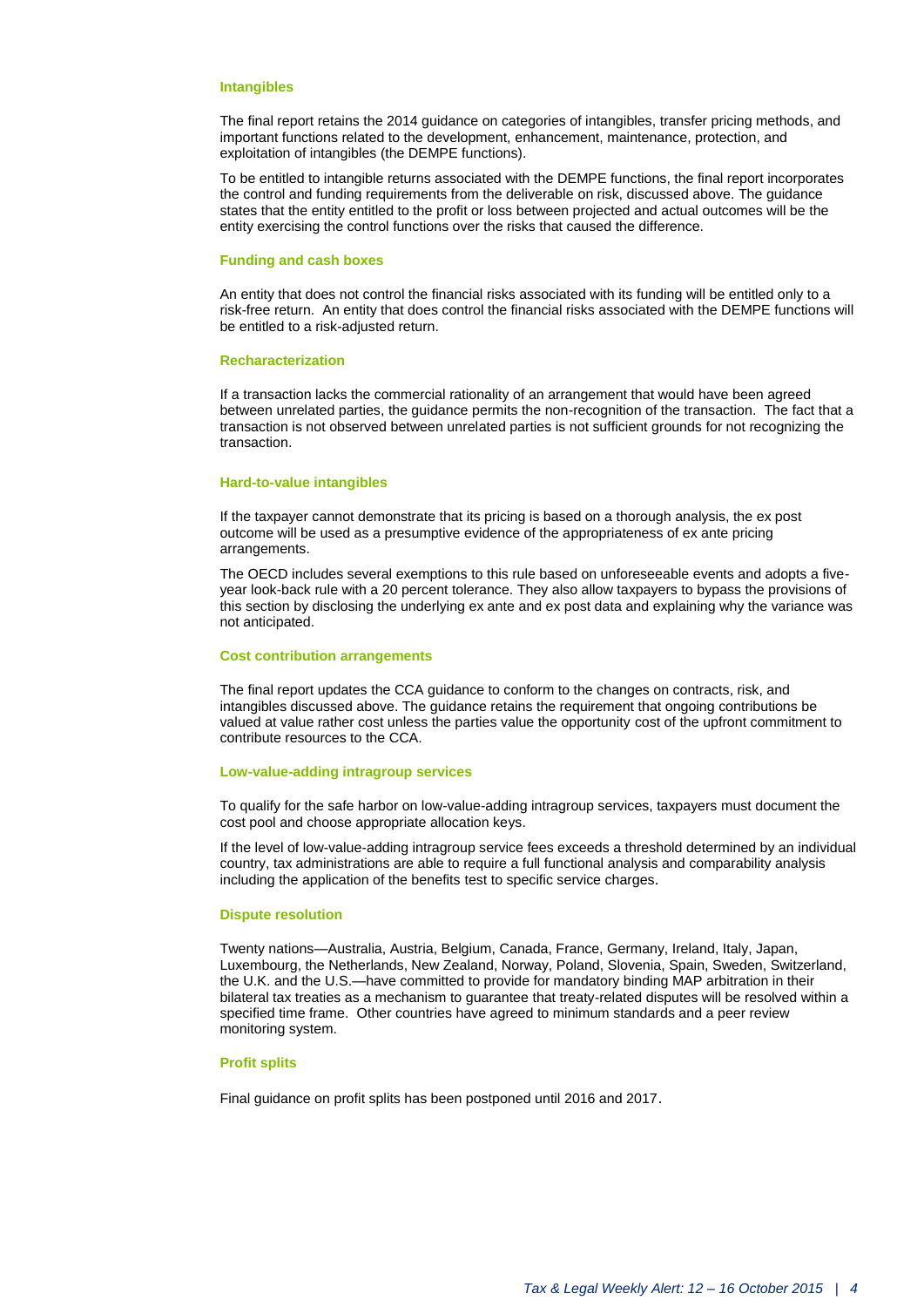### Intangibles

The final report retains the 2014 guidance on categories of intangibles, transfer pricing methods, and important functions related to the development, enhancement, maintenance, protection, and exploitation of intangibles (the DEMPE functions).

To be entitled to intangible returns associated with the DEMPE functions, the final report incorporates the control and funding requirements from the deliverable on risk, discussed above. The guidance states that the entity entitled to the profit or loss between projected and actual outcomes will be the entity exercising the control functions over the risks that caused the difference.

### Funding and cash boxes

An entity that does not control the financial risks associated with its funding will be entitled only to a risk-free return. An entity that does control the financial risks associated with the DEMPE functions will be entitled to a risk-adjusted return.

### Recharacterization

If a transaction lacks the commercial rationality of an arrangement that would have been agreed between unrelated parties, the guidance permits the non-recognition of the transaction. The fact that a transaction is not observed between unrelated parties is not sufficient grounds for not recognizing the transaction.

### Hard-to-value intangibles

If the taxpayer cannot demonstrate that its pricing is based on a thorough analysis, the ex post outcome will be used as a presumptive evidence of the appropriateness of ex ante pricing arrangements.

The OECD includes several exemptions to this rule based on unforeseeable events and adopts a five-year look-back rule with a 20 percent tolerance. They also allow taxpayers to bypass the provisions of this section by disclosing the underlying ex ante and ex post data and explaining why the variance was not anticipated.

### Cost contribution arrangements

The final report updates the CCA guidance to conform to the changes on contracts, risk, and intangibles discussed above. The guidance retains the requirement that ongoing contributions be valued at value rather cost unless the parties value the opportunity cost of the upfront commitment to contribute resources to the CCA.

### Low-value-adding intragroup services

To qualify for the safe harbor on low-value-adding intragroup services, taxpayers must document the cost pool and choose appropriate allocation keys.

If the level of low-value-adding intragroup service fees exceeds a threshold determined by an individual country, tax administrations are able to require a full functional analysis and comparability analysis including the application of the benefits test to specific service charges.

### Dispute resolution

Twenty nations—Australia, Austria, Belgium, Canada, France, Germany, Ireland, Italy, Japan, Luxembourg, the Netherlands, New Zealand, Norway, Poland, Slovenia, Spain, Sweden, Switzerland, the U.K. and the U.S.—have committed to provide for mandatory binding MAP arbitration in their bilateral tax treaties as a mechanism to guarantee that treaty-related disputes will be resolved within a specified time frame. Other countries have agreed to minimum standards and a peer review monitoring system.

### Profit splits

Final guidance on profit splits has been postponed until 2016 and 2017.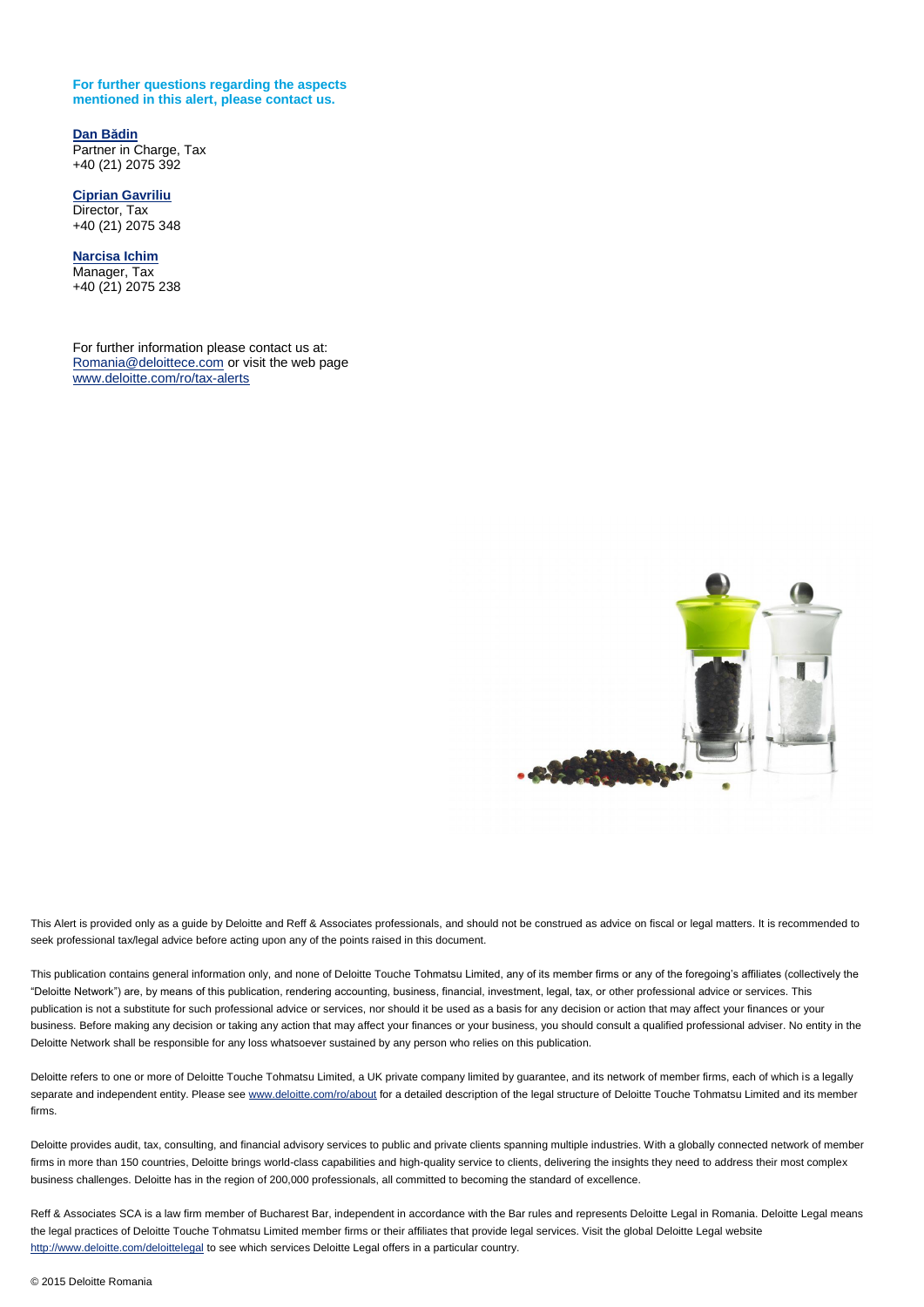**For further questions regarding the aspects mentioned in this alert, please contact us.**

**Dan Bădin**
Partner in Charge, Tax
+40 (21) 2075 392

**Ciprian Gavriliu**
Director, Tax
+40 (21) 2075 348

**Narcisa Ichim**
Manager, Tax
+40 (21) 2075 238

For further information please contact us at:
Romania@deloittece.com or visit the web page
www.deloitte.com/ro/tax-alerts

This Alert is provided only as a guide by Deloitte and Reff & Associates professionals, and should not be construed as advice on fiscal or legal matters. It is recommended to seek professional tax/legal advice before acting upon any of the points raised in this document.

This publication contains general information only, and none of Deloitte Touche Tohmatsu Limited, any of its member firms or any of the foregoing's affiliates (collectively the "Deloitte Network") are, by means of this publication, rendering accounting, business, financial, investment, legal, tax, or other professional advice or services. This publication is not a substitute for such professional advice or services, nor should it be used as a basis for any decision or action that may affect your finances or your business. Before making any decision or taking any action that may affect your finances or your business, you should consult a qualified professional adviser. No entity in the Deloitte Network shall be responsible for any loss whatsoever sustained by any person who relies on this publication.

Deloitte refers to one or more of Deloitte Touche Tohmatsu Limited, a UK private company limited by guarantee, and its network of member firms, each of which is a legally separate and independent entity. Please see www.deloitte.com/ro/about for a detailed description of the legal structure of Deloitte Touche Tohmatsu Limited and its member firms.

Deloitte provides audit, tax, consulting, and financial advisory services to public and private clients spanning multiple industries. With a globally connected network of member firms in more than 150 countries, Deloitte brings world-class capabilities and high-quality service to clients, delivering the insights they need to address their most complex business challenges. Deloitte has in the region of 200,000 professionals, all committed to becoming the standard of excellence.

Reff & Associates SCA is a law firm member of Bucharest Bar, independent in accordance with the Bar rules and represents Deloitte Legal in Romania. Deloitte Legal means the legal practices of Deloitte Touche Tohmatsu Limited member firms or their affiliates that provide legal services. Visit the global Deloitte Legal website http://www.deloitte.com/deloittelegal to see which services Deloitte Legal offers in a particular country.

© 2015 Deloitte Romania